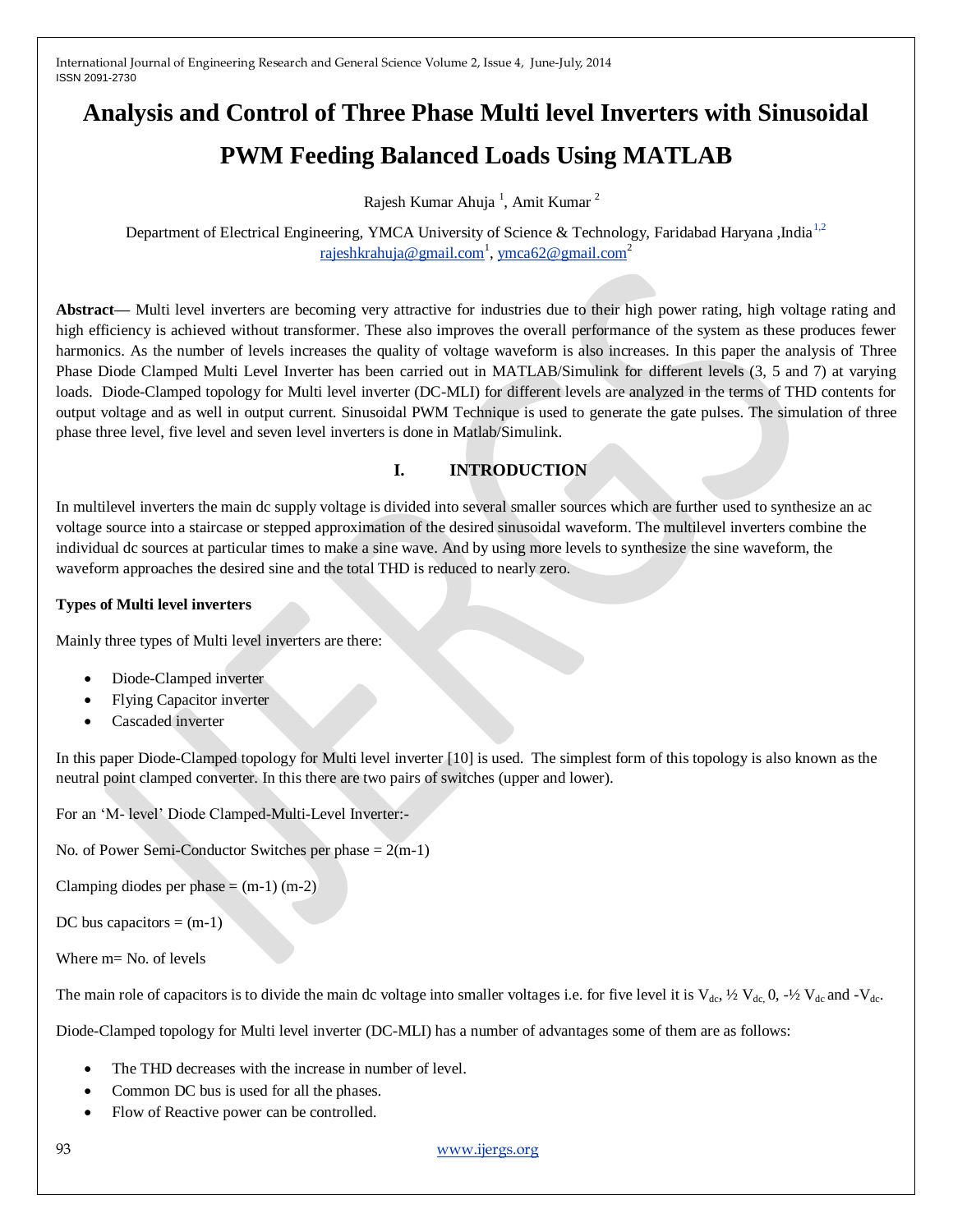# Analysis and Control of Three Phase Multi level Inverters with Sinusoidal PWM Feeding Balanced Loads Using MATLAB

Rajesh Kumar Ahuja [1], Amit Kumar [2]

Department of Electrical Engineering, YMCA University of Science & Technology, Faridabad Haryana ,India [1,2]
rajeshkrahuja@gmail.com[1], ymca62@gmail.com[2]

**Abstract—** Multi level inverters are becoming very attractive for industries due to their high power rating, high voltage rating and high efficiency is achieved without transformer. These also improves the overall performance of the system as these produces fewer harmonics. As the number of levels increases the quality of voltage waveform is also increases. In this paper the analysis of Three Phase Diode Clamped Multi Level Inverter has been carried out in MATLAB/Simulink for different levels (3, 5 and 7) at varying loads. Diode-Clamped topology for Multi level inverter (DC-MLI) for different levels are analyzed in the terms of THD contents for output voltage and as well in output current. Sinusoidal PWM Technique is used to generate the gate pulses. The simulation of three phase three level, five level and seven level inverters is done in Matlab/Simulink.

## I. INTRODUCTION

In multilevel inverters the main dc supply voltage is divided into several smaller sources which are further used to synthesize an ac voltage source into a staircase or stepped approximation of the desired sinusoidal waveform. The multilevel inverters combine the individual dc sources at particular times to make a sine wave. And by using more levels to synthesize the sine waveform, the waveform approaches the desired sine and the total THD is reduced to nearly zero.

**Types of Multi level inverters**

Mainly three types of Multi level inverters are there:

- Diode-Clamped inverter
- Flying Capacitor inverter
- Cascaded inverter

In this paper Diode-Clamped topology for Multi level inverter [10] is used. The simplest form of this topology is also known as the neutral point clamped converter. In this there are two pairs of switches (upper and lower).

For an 'M- level' Diode Clamped-Multi-Level Inverter:-

No. of Power Semi-Conductor Switches per phase = 2(m-1)

Clamping diodes per phase = (m-1) (m-2)

DC bus capacitors = (m-1)

Where m= No. of levels

The main role of capacitors is to divide the main dc voltage into smaller voltages i.e. for five level it is $V_{dc}$, ½ $V_{dc}$, 0, -½ $V_{dc}$ and -$V_{dc}$.

Diode-Clamped topology for Multi level inverter (DC-MLI) has a number of advantages some of them are as follows:

- The THD decreases with the increase in number of level.
- Common DC bus is used for all the phases.
- Flow of Reactive power can be controlled.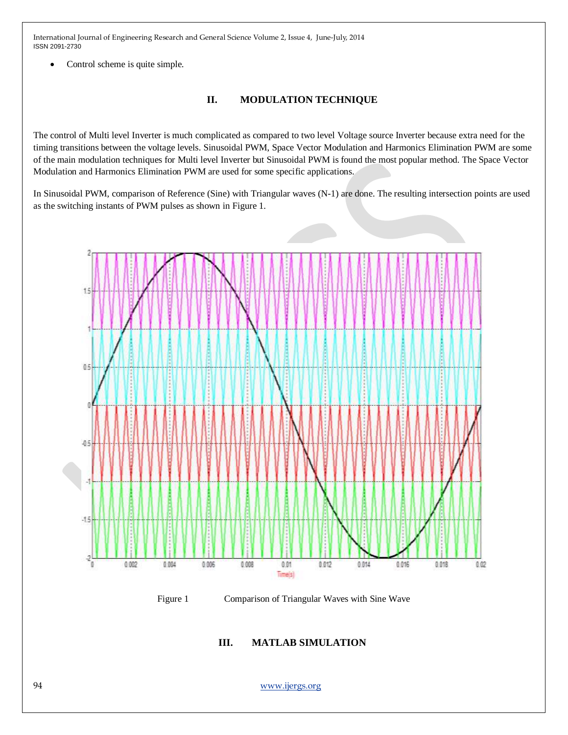- Control scheme is quite simple.

## II. MODULATION TECHNIQUE

The control of Multi level Inverter is much complicated as compared to two level Voltage source Inverter because extra need for the timing transitions between the voltage levels. Sinusoidal PWM, Space Vector Modulation and Harmonics Elimination PWM are some of the main modulation techniques for Multi level Inverter but Sinusoidal PWM is found the most popular method. The Space Vector Modulation and Harmonics Elimination PWM are used for some specific applications.

In Sinusoidal PWM, comparison of Reference (Sine) with Triangular waves (N-1) are done. The resulting intersection points are used as the switching instants of PWM pulses as shown in Figure 1.

Figure 1 Comparison of Triangular Waves with Sine Wave

## III. MATLAB SIMULATION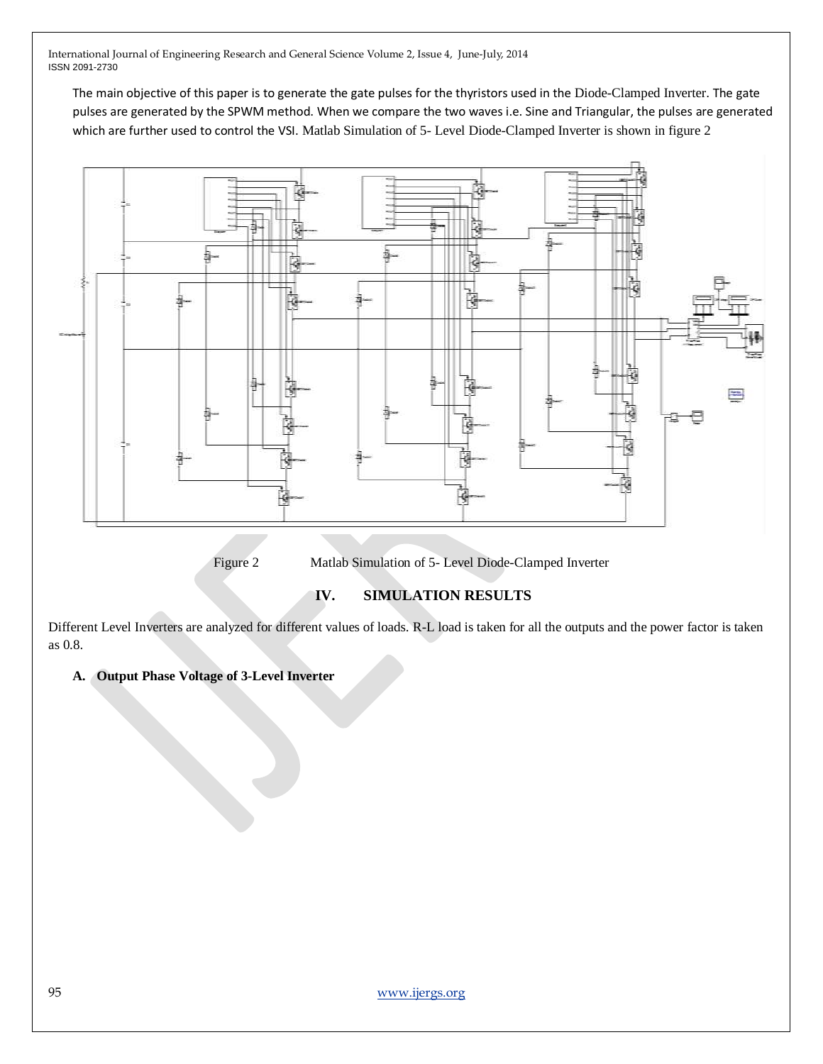The main objective of this paper is to generate the gate pulses for the thyristors used in the Diode-Clamped Inverter. The gate pulses are generated by the SPWM method. When we compare the two waves i.e. Sine and Triangular, the pulses are generated which are further used to control the VSI. Matlab Simulation of 5- Level Diode-Clamped Inverter is shown in figure 2

Figure 2 Matlab Simulation of 5- Level Diode-Clamped Inverter

## IV. SIMULATION RESULTS

Different Level Inverters are analyzed for different values of loads. R-L load is taken for all the outputs and the power factor is taken as 0.8.

### A. Output Phase Voltage of 3-Level Inverter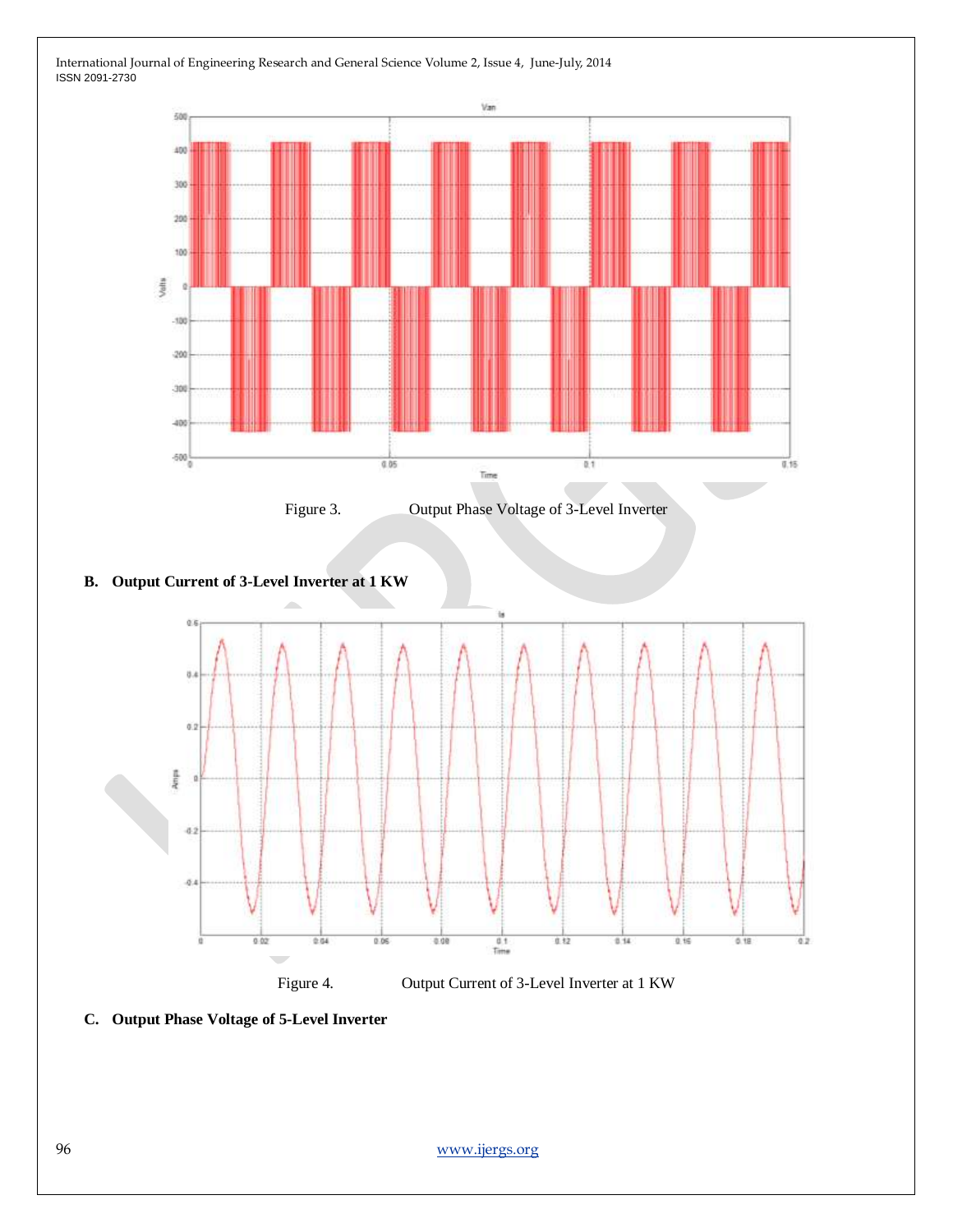Figure 3. Output Phase Voltage of 3-Level Inverter

### B. Output Current of 3-Level Inverter at 1 KW

Figure 4. Output Current of 3-Level Inverter at 1 KW

### C. Output Phase Voltage of 5-Level Inverter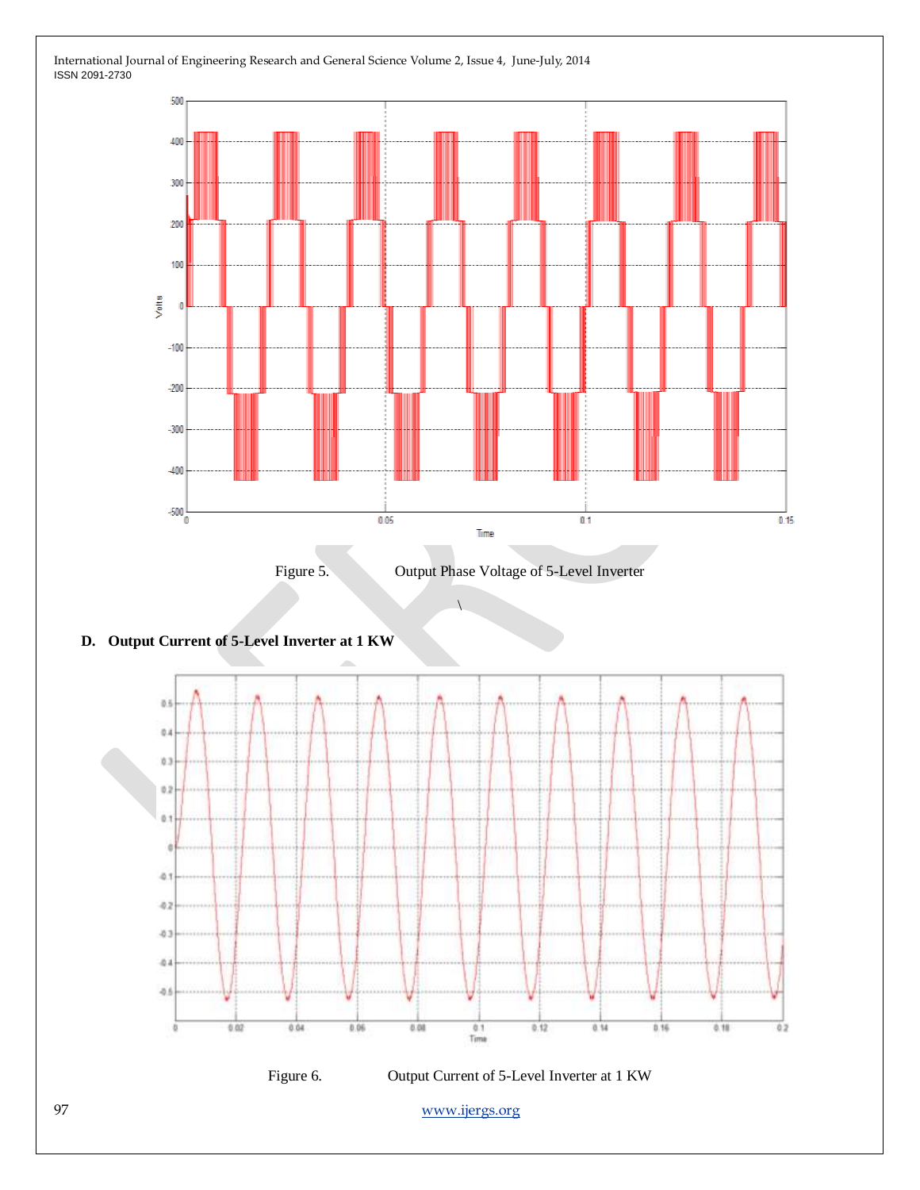Figure 5. Output Phase Voltage of 5-Level Inverter

\

**D. Output Current of 5-Level Inverter at 1 KW**

Figure 6. Output Current of 5-Level Inverter at 1 KW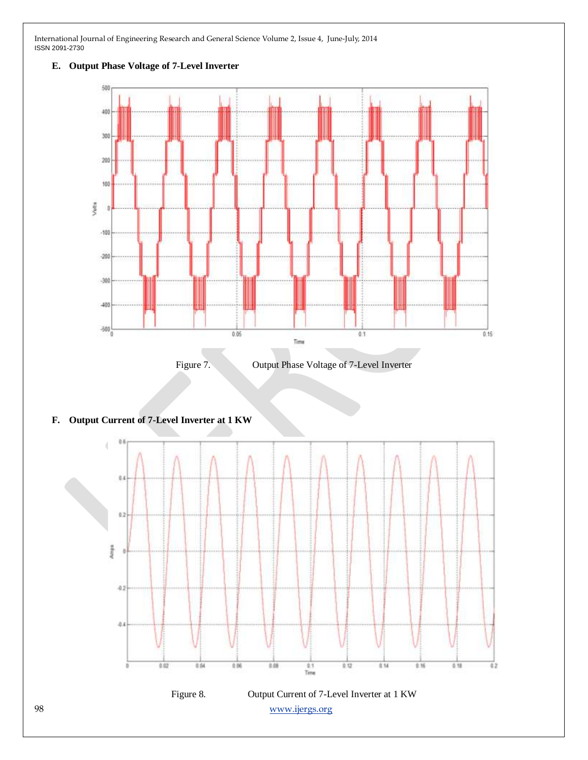### E. Output Phase Voltage of 7-Level Inverter

Figure 7. Output Phase Voltage of 7-Level Inverter

### F. Output Current of 7-Level Inverter at 1 KW

Figure 8. Output Current of 7-Level Inverter at 1 KW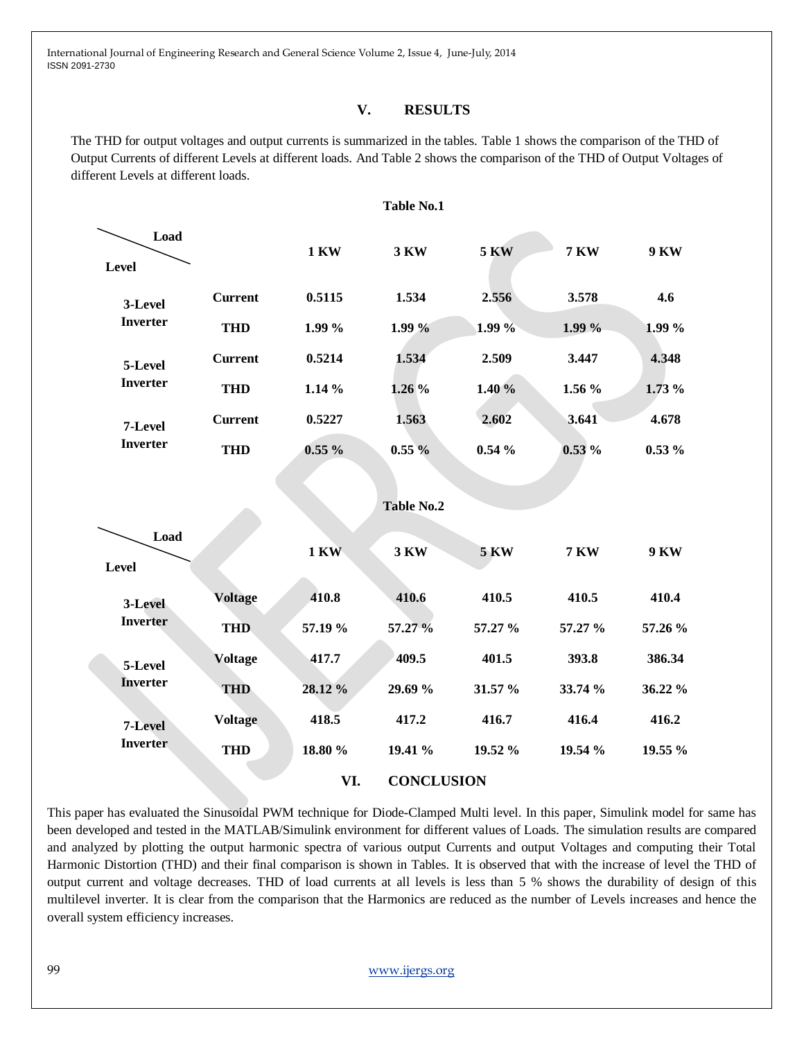## V. RESULTS

The THD for output voltages and output currents is summarized in the tables. Table 1 shows the comparison of the THD of Output Currents of different Levels at different loads. And Table 2 shows the comparison of the THD of Output Voltages of different Levels at different loads.

**Table No.1**

| Level \ Load | | 1 KW | 3 KW | 5 KW | 7 KW | 9 KW |
|---|---|---|---|---|---|---|
| 3-Level Inverter | Current | 0.5115 | 1.534 | 2.556 | 3.578 | 4.6 |
| | THD | 1.99 % | 1.99 % | 1.99 % | 1.99 % | 1.99 % |
| 5-Level Inverter | Current | 0.5214 | 1.534 | 2.509 | 3.447 | 4.348 |
| | THD | 1.14 % | 1.26 % | 1.40 % | 1.56 % | 1.73 % |
| 7-Level Inverter | Current | 0.5227 | 1.563 | 2.602 | 3.641 | 4.678 |
| | THD | 0.55 % | 0.55 % | 0.54 % | 0.53 % | 0.53 % |

**Table No.2**

| Level \ Load | | 1 KW | 3 KW | 5 KW | 7 KW | 9 KW |
|---|---|---|---|---|---|---|
| 3-Level Inverter | Voltage | 410.8 | 410.6 | 410.5 | 410.5 | 410.4 |
| | THD | 57.19 % | 57.27 % | 57.27 % | 57.27 % | 57.26 % |
| 5-Level Inverter | Voltage | 417.7 | 409.5 | 401.5 | 393.8 | 386.34 |
| | THD | 28.12 % | 29.69 % | 31.57 % | 33.74 % | 36.22 % |
| 7-Level Inverter | Voltage | 418.5 | 417.2 | 416.7 | 416.4 | 416.2 |
| | THD | 18.80 % | 19.41 % | 19.52 % | 19.54 % | 19.55 % |

## VI. CONCLUSION

This paper has evaluated the Sinusoidal PWM technique for Diode-Clamped Multi level. In this paper, Simulink model for same has been developed and tested in the MATLAB/Simulink environment for different values of Loads. The simulation results are compared and analyzed by plotting the output harmonic spectra of various output Currents and output Voltages and computing their Total Harmonic Distortion (THD) and their final comparison is shown in Tables. It is observed that with the increase of level the THD of output current and voltage decreases. THD of load currents at all levels is less than 5 % shows the durability of design of this multilevel inverter. It is clear from the comparison that the Harmonics are reduced as the number of Levels increases and hence the overall system efficiency increases.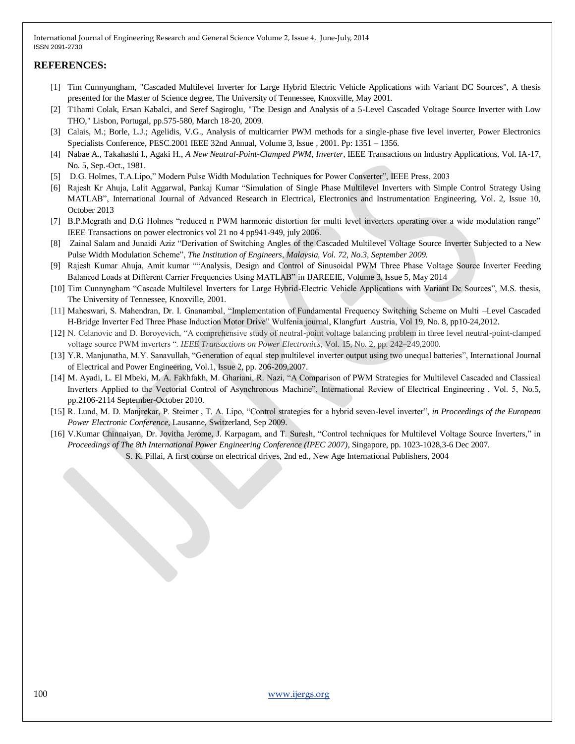## REFERENCES:

[1] Tim Cunnyungham, "Cascaded Multilevel Inverter for Large Hybrid Electric Vehicle Applications with Variant DC Sources", A thesis presented for the Master of Science degree, The University of Tennessee, Knoxville, May 2001.

[2] T1hami Colak, Ersan Kabalci, and Seref Sagiroglu, "The Design and Analysis of a 5-Level Cascaded Voltage Source Inverter with Low THO," Lisbon, Portugal, pp.575-580, March 18-20, 2009.

[3] Calais, M.; Borle, L.J.; Agelidis, V.G., Analysis of multicarrier PWM methods for a single-phase five level inverter, Power Electronics Specialists Conference, PESC.2001 IEEE 32nd Annual, Volume 3, Issue , 2001. Pp: 1351 – 1356.

[4] Nabae A., Takahashi I., Agaki H., *A New Neutral-Point-Clamped PWM, Inverter*, IEEE Transactions on Industry Applications, Vol. IA-17, No. 5, Sep.-Oct., 1981.

[5] D.G. Holmes, T.A.Lipo," Modern Pulse Width Modulation Techniques for Power Converter", IEEE Press, 2003

[6] Rajesh Kr Ahuja, Lalit Aggarwal, Pankaj Kumar "Simulation of Single Phase Multilevel Inverters with Simple Control Strategy Using MATLAB", International Journal of Advanced Research in Electrical, Electronics and Instrumentation Engineering, Vol. 2, Issue 10, October 2013

[7] B.P.Mcgrath and D.G Holmes "reduced n PWM harmonic distortion for multi level inverters operating over a wide modulation range" IEEE Transactions on power electronics vol 21 no 4 pp941-949, july 2006.

[8] Zainal Salam and Junaidi Aziz "Derivation of Switching Angles of the Cascaded Multilevel Voltage Source Inverter Subjected to a New Pulse Width Modulation Scheme", *The Institution of Engineers, Malaysia, Vol. 72, No.3, September 2009.*

[9] Rajesh Kumar Ahuja, Amit kumar ""Analysis, Design and Control of Sinusoidal PWM Three Phase Voltage Source Inverter Feeding Balanced Loads at Different Carrier Frequencies Using MATLAB" in IJAREEIE, Volume 3, Issue 5, May 2014

[10] Tim Cunnyngham "Cascade Multilevel Inverters for Large Hybrid-Electric Vehicle Applications with Variant Dc Sources", M.S. thesis, The University of Tennessee, Knoxville, 2001.

[11] Maheswari, S. Mahendran, Dr. I. Gnanambal, "Implementation of Fundamental Frequency Switching Scheme on Multi –Level Cascaded H-Bridge Inverter Fed Three Phase Induction Motor Drive" Wulfenia journal, Klangfurt Austria, Vol 19, No. 8, pp10-24,2012.

[12] N. Celanovic and D. Boroyevich, "A comprehensive study of neutral-point voltage balancing problem in three level neutral-point-clamped voltage source PWM inverters ". *IEEE Transactions on Power Electronics*, Vol. 15, No. 2, pp. 242–249,2000.

[13] Y.R. Manjunatha, M.Y. Sanavullah, "Generation of equal step multilevel inverter output using two unequal batteries", International Journal of Electrical and Power Engineering, Vol.1, Issue 2, pp. 206-209,2007.

[14] M. Ayadi, L. El Mbeki, M. A. Fakhfakh, M. Ghariani, R. Nazi, "A Comparison of PWM Strategies for Multilevel Cascaded and Classical Inverters Applied to the Vectorial Control of Asynchronous Machine", International Review of Electrical Engineering , Vol. 5, No.5, pp.2106-2114 September-October 2010.

[15] R. Lund, M. D. Manjrekar, P. Steimer , T. A. Lipo, "Control strategies for a hybrid seven-level inverter", *in Proceedings of the European Power Electronic Conference*, Lausanne, Switzerland, Sep 2009.

[16] V.Kumar Chinnaiyan, Dr. Jovitha Jerome, J. Karpagam, and T. Suresh, "Control techniques for Multilevel Voltage Source Inverters," in *Proceedings of The 8th International Power Engineering Conference (IPEC 2007)*, Singapore, pp. 1023-1028,3-6 Dec 2007.

S. K. Pillai, A first course on electrical drives, 2nd ed., New Age International Publishers, 2004